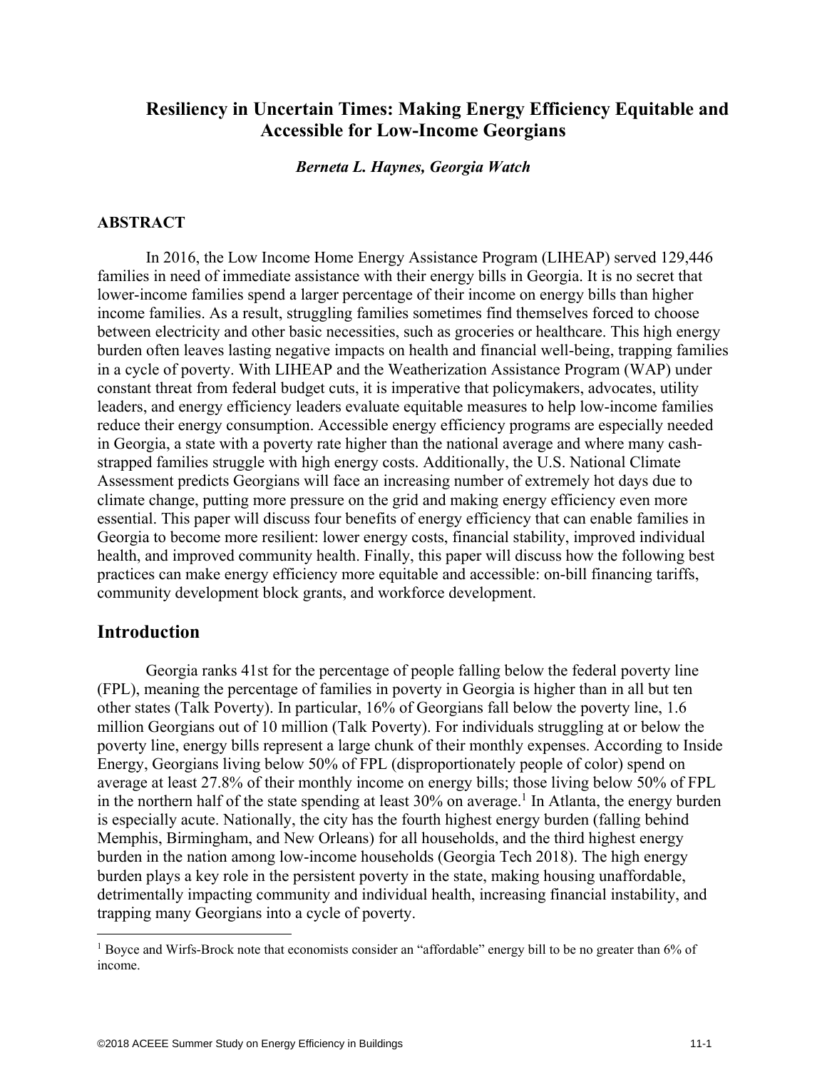# Resiliency in Uncertain Times: Making Energy Efficiency Equitable and Accessible for Low-Income Georgians

***Berneta L. Haynes, Georgia Watch***

## ABSTRACT

In 2016, the Low Income Home Energy Assistance Program (LIHEAP) served 129,446 families in need of immediate assistance with their energy bills in Georgia. It is no secret that lower-income families spend a larger percentage of their income on energy bills than higher income families. As a result, struggling families sometimes find themselves forced to choose between electricity and other basic necessities, such as groceries or healthcare. This high energy burden often leaves lasting negative impacts on health and financial well-being, trapping families in a cycle of poverty. With LIHEAP and the Weatherization Assistance Program (WAP) under constant threat from federal budget cuts, it is imperative that policymakers, advocates, utility leaders, and energy efficiency leaders evaluate equitable measures to help low-income families reduce their energy consumption. Accessible energy efficiency programs are especially needed in Georgia, a state with a poverty rate higher than the national average and where many cash-strapped families struggle with high energy costs. Additionally, the U.S. National Climate Assessment predicts Georgians will face an increasing number of extremely hot days due to climate change, putting more pressure on the grid and making energy efficiency even more essential. This paper will discuss four benefits of energy efficiency that can enable families in Georgia to become more resilient: lower energy costs, financial stability, improved individual health, and improved community health. Finally, this paper will discuss how the following best practices can make energy efficiency more equitable and accessible: on-bill financing tariffs, community development block grants, and workforce development.

## Introduction

Georgia ranks 41st for the percentage of people falling below the federal poverty line (FPL), meaning the percentage of families in poverty in Georgia is higher than in all but ten other states (Talk Poverty). In particular, 16% of Georgians fall below the poverty line, 1.6 million Georgians out of 10 million (Talk Poverty). For individuals struggling at or below the poverty line, energy bills represent a large chunk of their monthly expenses. According to Inside Energy, Georgians living below 50% of FPL (disproportionately people of color) spend on average at least 27.8% of their monthly income on energy bills; those living below 50% of FPL in the northern half of the state spending at least 30% on average.[1] In Atlanta, the energy burden is especially acute. Nationally, the city has the fourth highest energy burden (falling behind Memphis, Birmingham, and New Orleans) for all households, and the third highest energy burden in the nation among low-income households (Georgia Tech 2018). The high energy burden plays a key role in the persistent poverty in the state, making housing unaffordable, detrimentally impacting community and individual health, increasing financial instability, and trapping many Georgians into a cycle of poverty.

[1] Boyce and Wirfs-Brock note that economists consider an "affordable" energy bill to be no greater than 6% of income.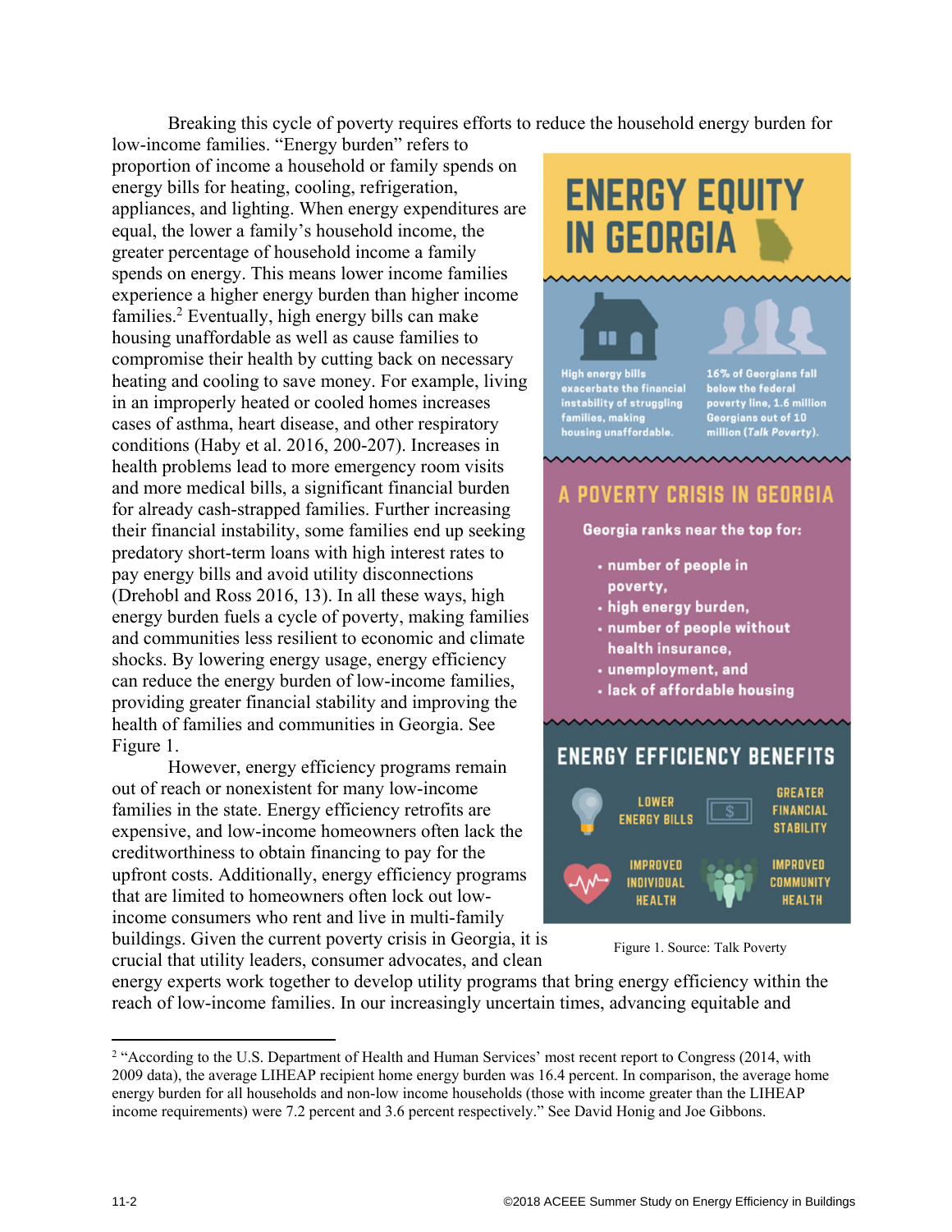Breaking this cycle of poverty requires efforts to reduce the household energy burden for low-income families. "Energy burden" refers to proportion of income a household or family spends on energy bills for heating, cooling, refrigeration, appliances, and lighting. When energy expenditures are equal, the lower a family's household income, the greater percentage of household income a family spends on energy. This means lower income families experience a higher energy burden than higher income families.[2] Eventually, high energy bills can make housing unaffordable as well as cause families to compromise their health by cutting back on necessary heating and cooling to save money. For example, living in an improperly heated or cooled homes increases cases of asthma, heart disease, and other respiratory conditions (Haby et al. 2016, 200-207). Increases in health problems lead to more emergency room visits and more medical bills, a significant financial burden for already cash-strapped families. Further increasing their financial instability, some families end up seeking predatory short-term loans with high interest rates to pay energy bills and avoid utility disconnections (Drehobl and Ross 2016, 13). In all these ways, high energy burden fuels a cycle of poverty, making families and communities less resilient to economic and climate shocks. By lowering energy usage, energy efficiency can reduce the energy burden of low-income families, providing greater financial stability and improving the health of families and communities in Georgia. See Figure 1.

## ENERGY EQUITY IN GEORGIA

High energy bills exacerbate the financial instability of struggling families, making housing unaffordable.

16% of Georgians fall below the federal poverty line, 1.6 million Georgians out of 10 million (*Talk Poverty*).

### A POVERTY CRISIS IN GEORGIA

**Georgia ranks near the top for:**

- number of people in poverty,
- high energy burden,
- number of people without health insurance,
- unemployment, and
- lack of affordable housing

### ENERGY EFFICIENCY BENEFITS

LOWER ENERGY BILLS

GREATER FINANCIAL STABILITY

IMPROVED INDIVIDUAL HEALTH

IMPROVED COMMUNITY HEALTH

Figure 1. Source: Talk Poverty

However, energy efficiency programs remain out of reach or nonexistent for many low-income families in the state. Energy efficiency retrofits are expensive, and low-income homeowners often lack the creditworthiness to obtain financing to pay for the upfront costs. Additionally, energy efficiency programs that are limited to homeowners often lock out low-income consumers who rent and live in multi-family buildings. Given the current poverty crisis in Georgia, it is crucial that utility leaders, consumer advocates, and clean energy experts work together to develop utility programs that bring energy efficiency within the reach of low-income families. In our increasingly uncertain times, advancing equitable and

---

[2] "According to the U.S. Department of Health and Human Services' most recent report to Congress (2014, with 2009 data), the average LIHEAP recipient home energy burden was 16.4 percent. In comparison, the average home energy burden for all households and non-low income households (those with income greater than the LIHEAP income requirements) were 7.2 percent and 3.6 percent respectively." See David Honig and Joe Gibbons.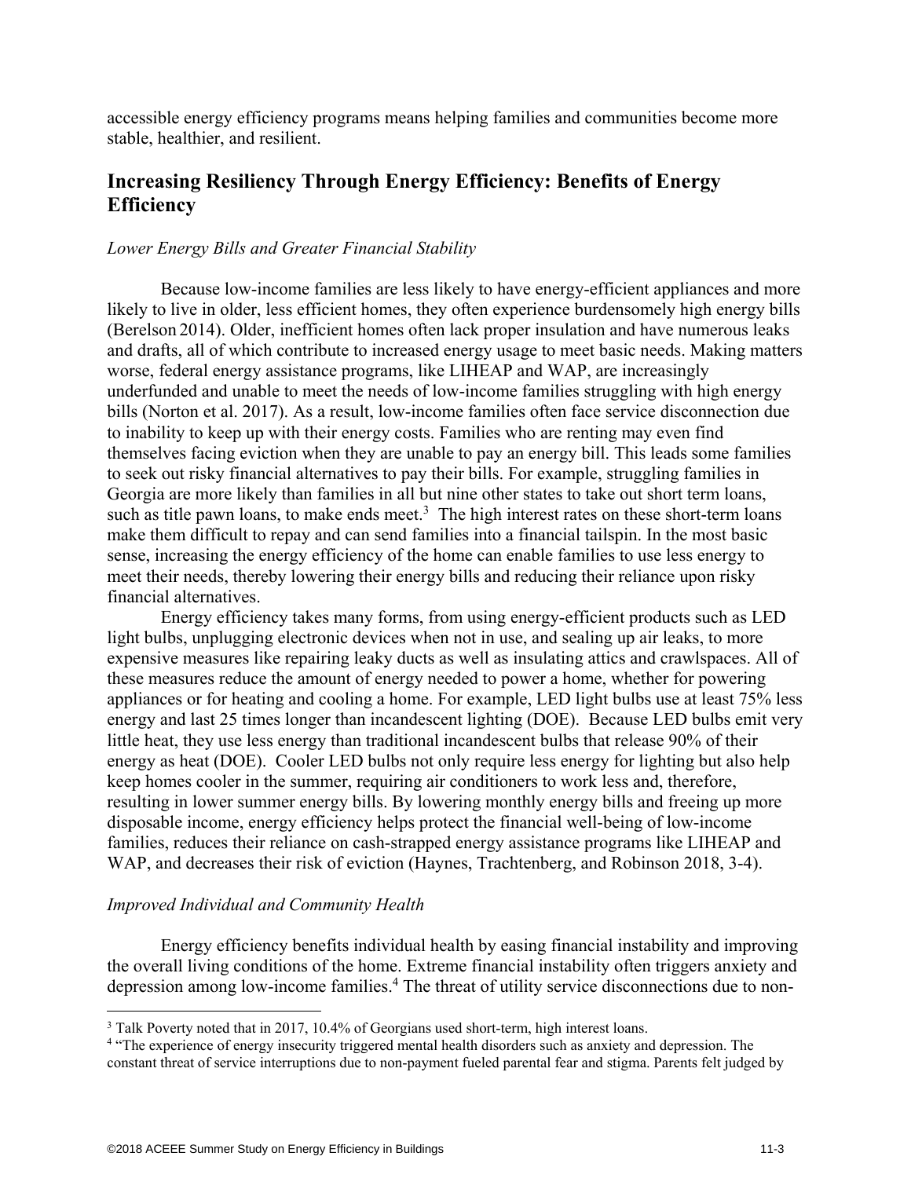accessible energy efficiency programs means helping families and communities become more stable, healthier, and resilient.

## Increasing Resiliency Through Energy Efficiency: Benefits of Energy Efficiency

*Lower Energy Bills and Greater Financial Stability*

Because low-income families are less likely to have energy-efficient appliances and more likely to live in older, less efficient homes, they often experience burdensomely high energy bills (Berelson 2014). Older, inefficient homes often lack proper insulation and have numerous leaks and drafts, all of which contribute to increased energy usage to meet basic needs. Making matters worse, federal energy assistance programs, like LIHEAP and WAP, are increasingly underfunded and unable to meet the needs of low-income families struggling with high energy bills (Norton et al. 2017). As a result, low-income families often face service disconnection due to inability to keep up with their energy costs. Families who are renting may even find themselves facing eviction when they are unable to pay an energy bill. This leads some families to seek out risky financial alternatives to pay their bills. For example, struggling families in Georgia are more likely than families in all but nine other states to take out short term loans, such as title pawn loans, to make ends meet.[3] The high interest rates on these short-term loans make them difficult to repay and can send families into a financial tailspin. In the most basic sense, increasing the energy efficiency of the home can enable families to use less energy to meet their needs, thereby lowering their energy bills and reducing their reliance upon risky financial alternatives.

Energy efficiency takes many forms, from using energy-efficient products such as LED light bulbs, unplugging electronic devices when not in use, and sealing up air leaks, to more expensive measures like repairing leaky ducts as well as insulating attics and crawlspaces. All of these measures reduce the amount of energy needed to power a home, whether for powering appliances or for heating and cooling a home. For example, LED light bulbs use at least 75% less energy and last 25 times longer than incandescent lighting (DOE). Because LED bulbs emit very little heat, they use less energy than traditional incandescent bulbs that release 90% of their energy as heat (DOE). Cooler LED bulbs not only require less energy for lighting but also help keep homes cooler in the summer, requiring air conditioners to work less and, therefore, resulting in lower summer energy bills. By lowering monthly energy bills and freeing up more disposable income, energy efficiency helps protect the financial well-being of low-income families, reduces their reliance on cash-strapped energy assistance programs like LIHEAP and WAP, and decreases their risk of eviction (Haynes, Trachtenberg, and Robinson 2018, 3-4).

*Improved Individual and Community Health*

Energy efficiency benefits individual health by easing financial instability and improving the overall living conditions of the home. Extreme financial instability often triggers anxiety and depression among low-income families.[4] The threat of utility service disconnections due to non-

---

[3] Talk Poverty noted that in 2017, 10.4% of Georgians used short-term, high interest loans.

[4] "The experience of energy insecurity triggered mental health disorders such as anxiety and depression. The constant threat of service interruptions due to non-payment fueled parental fear and stigma. Parents felt judged by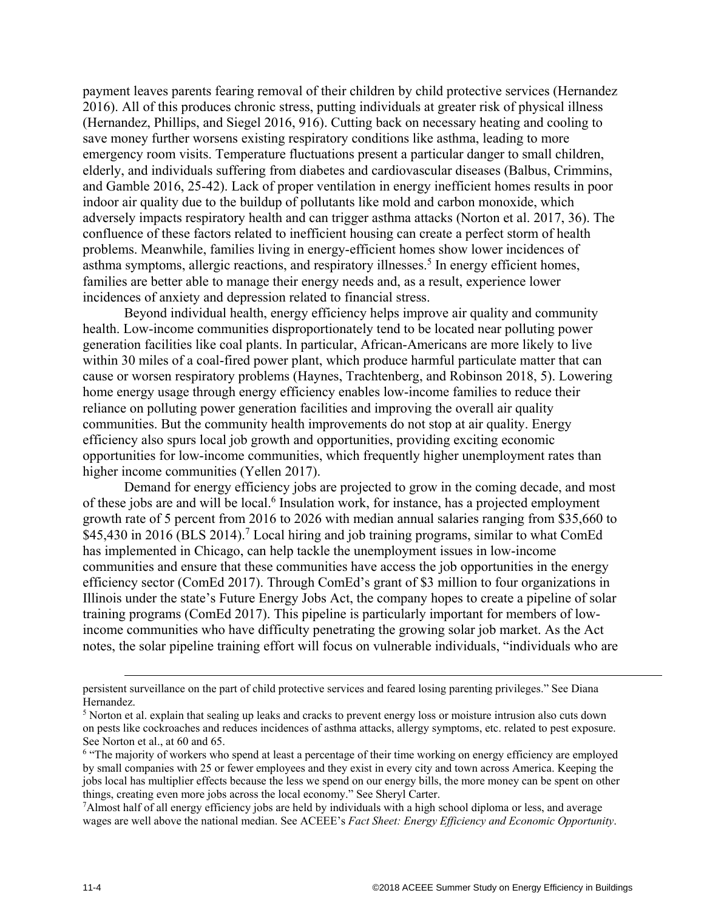payment leaves parents fearing removal of their children by child protective services (Hernandez 2016). All of this produces chronic stress, putting individuals at greater risk of physical illness (Hernandez, Phillips, and Siegel 2016, 916). Cutting back on necessary heating and cooling to save money further worsens existing respiratory conditions like asthma, leading to more emergency room visits. Temperature fluctuations present a particular danger to small children, elderly, and individuals suffering from diabetes and cardiovascular diseases (Balbus, Crimmins, and Gamble 2016, 25-42). Lack of proper ventilation in energy inefficient homes results in poor indoor air quality due to the buildup of pollutants like mold and carbon monoxide, which adversely impacts respiratory health and can trigger asthma attacks (Norton et al. 2017, 36). The confluence of these factors related to inefficient housing can create a perfect storm of health problems. Meanwhile, families living in energy-efficient homes show lower incidences of asthma symptoms, allergic reactions, and respiratory illnesses.[5] In energy efficient homes, families are better able to manage their energy needs and, as a result, experience lower incidences of anxiety and depression related to financial stress.

Beyond individual health, energy efficiency helps improve air quality and community health. Low-income communities disproportionately tend to be located near polluting power generation facilities like coal plants. In particular, African-Americans are more likely to live within 30 miles of a coal-fired power plant, which produce harmful particulate matter that can cause or worsen respiratory problems (Haynes, Trachtenberg, and Robinson 2018, 5). Lowering home energy usage through energy efficiency enables low-income families to reduce their reliance on polluting power generation facilities and improving the overall air quality communities. But the community health improvements do not stop at air quality. Energy efficiency also spurs local job growth and opportunities, providing exciting economic opportunities for low-income communities, which frequently higher unemployment rates than higher income communities (Yellen 2017).

Demand for energy efficiency jobs are projected to grow in the coming decade, and most of these jobs are and will be local.[6] Insulation work, for instance, has a projected employment growth rate of 5 percent from 2016 to 2026 with median annual salaries ranging from \$35,660 to \$45,430 in 2016 (BLS 2014).[7] Local hiring and job training programs, similar to what ComEd has implemented in Chicago, can help tackle the unemployment issues in low-income communities and ensure that these communities have access the job opportunities in the energy efficiency sector (ComEd 2017). Through ComEd's grant of \$3 million to four organizations in Illinois under the state's Future Energy Jobs Act, the company hopes to create a pipeline of solar training programs (ComEd 2017). This pipeline is particularly important for members of low-income communities who have difficulty penetrating the growing solar job market. As the Act notes, the solar pipeline training effort will focus on vulnerable individuals, "individuals who are

---

persistent surveillance on the part of child protective services and feared losing parenting privileges." See Diana Hernandez.

[5] Norton et al. explain that sealing up leaks and cracks to prevent energy loss or moisture intrusion also cuts down on pests like cockroaches and reduces incidences of asthma attacks, allergy symptoms, etc. related to pest exposure. See Norton et al., at 60 and 65.

[6] "The majority of workers who spend at least a percentage of their time working on energy efficiency are employed by small companies with 25 or fewer employees and they exist in every city and town across America. Keeping the jobs local has multiplier effects because the less we spend on our energy bills, the more money can be spent on other things, creating even more jobs across the local economy." See Sheryl Carter.

[7] Almost half of all energy efficiency jobs are held by individuals with a high school diploma or less, and average wages are well above the national median. See ACEEE's *Fact Sheet: Energy Efficiency and Economic Opportunity*.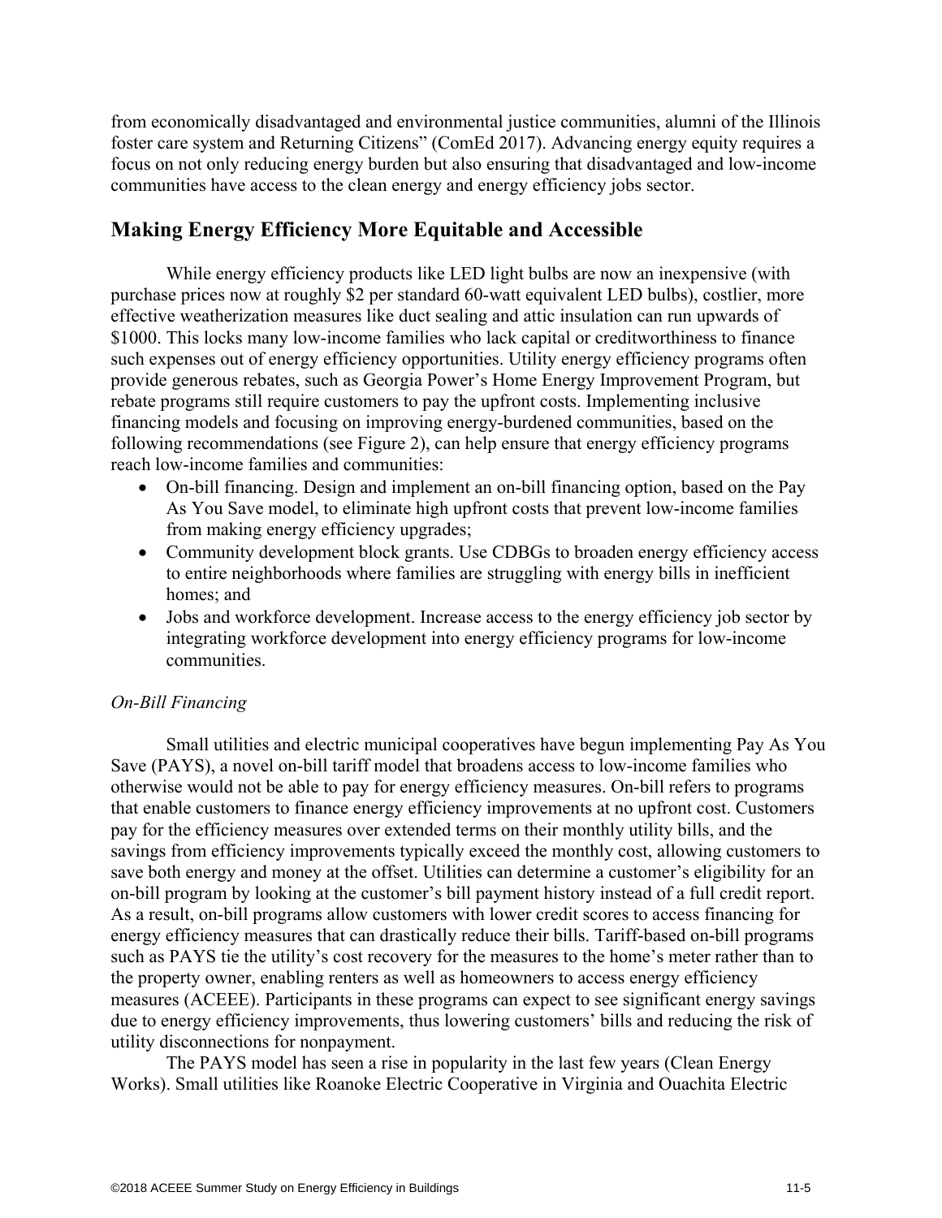from economically disadvantaged and environmental justice communities, alumni of the Illinois foster care system and Returning Citizens" (ComEd 2017). Advancing energy equity requires a focus on not only reducing energy burden but also ensuring that disadvantaged and low-income communities have access to the clean energy and energy efficiency jobs sector.

## Making Energy Efficiency More Equitable and Accessible

While energy efficiency products like LED light bulbs are now an inexpensive (with purchase prices now at roughly $2 per standard 60-watt equivalent LED bulbs), costlier, more effective weatherization measures like duct sealing and attic insulation can run upwards of $1000. This locks many low-income families who lack capital or creditworthiness to finance such expenses out of energy efficiency opportunities. Utility energy efficiency programs often provide generous rebates, such as Georgia Power's Home Energy Improvement Program, but rebate programs still require customers to pay the upfront costs. Implementing inclusive financing models and focusing on improving energy-burdened communities, based on the following recommendations (see Figure 2), can help ensure that energy efficiency programs reach low-income families and communities:

- On-bill financing. Design and implement an on-bill financing option, based on the Pay As You Save model, to eliminate high upfront costs that prevent low-income families from making energy efficiency upgrades;
- Community development block grants. Use CDBGs to broaden energy efficiency access to entire neighborhoods where families are struggling with energy bills in inefficient homes; and
- Jobs and workforce development. Increase access to the energy efficiency job sector by integrating workforce development into energy efficiency programs for low-income communities.

### *On-Bill Financing*

Small utilities and electric municipal cooperatives have begun implementing Pay As You Save (PAYS), a novel on-bill tariff model that broadens access to low-income families who otherwise would not be able to pay for energy efficiency measures. On-bill refers to programs that enable customers to finance energy efficiency improvements at no upfront cost. Customers pay for the efficiency measures over extended terms on their monthly utility bills, and the savings from efficiency improvements typically exceed the monthly cost, allowing customers to save both energy and money at the offset. Utilities can determine a customer's eligibility for an on-bill program by looking at the customer's bill payment history instead of a full credit report. As a result, on-bill programs allow customers with lower credit scores to access financing for energy efficiency measures that can drastically reduce their bills. Tariff-based on-bill programs such as PAYS tie the utility's cost recovery for the measures to the home's meter rather than to the property owner, enabling renters as well as homeowners to access energy efficiency measures (ACEEE). Participants in these programs can expect to see significant energy savings due to energy efficiency improvements, thus lowering customers' bills and reducing the risk of utility disconnections for nonpayment.

The PAYS model has seen a rise in popularity in the last few years (Clean Energy Works). Small utilities like Roanoke Electric Cooperative in Virginia and Ouachita Electric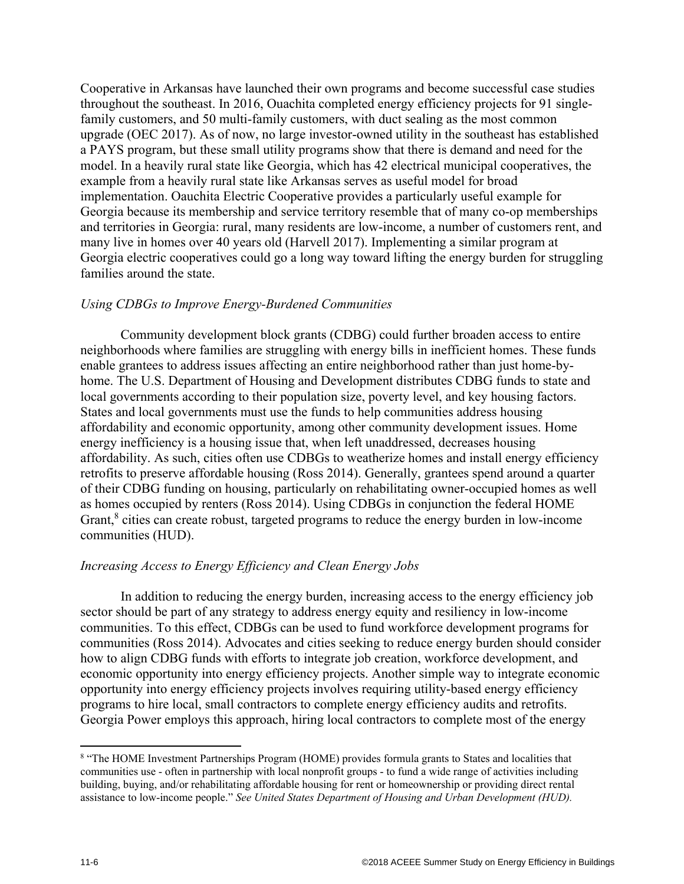Cooperative in Arkansas have launched their own programs and become successful case studies throughout the southeast. In 2016, Ouachita completed energy efficiency projects for 91 single-family customers, and 50 multi-family customers, with duct sealing as the most common upgrade (OEC 2017). As of now, no large investor-owned utility in the southeast has established a PAYS program, but these small utility programs show that there is demand and need for the model. In a heavily rural state like Georgia, which has 42 electrical municipal cooperatives, the example from a heavily rural state like Arkansas serves as useful model for broad implementation. Oauchita Electric Cooperative provides a particularly useful example for Georgia because its membership and service territory resemble that of many co-op memberships and territories in Georgia: rural, many residents are low-income, a number of customers rent, and many live in homes over 40 years old (Harvell 2017). Implementing a similar program at Georgia electric cooperatives could go a long way toward lifting the energy burden for struggling families around the state.

### *Using CDBGs to Improve Energy-Burdened Communities*

Community development block grants (CDBG) could further broaden access to entire neighborhoods where families are struggling with energy bills in inefficient homes. These funds enable grantees to address issues affecting an entire neighborhood rather than just home-by-home. The U.S. Department of Housing and Development distributes CDBG funds to state and local governments according to their population size, poverty level, and key housing factors. States and local governments must use the funds to help communities address housing affordability and economic opportunity, among other community development issues. Home energy inefficiency is a housing issue that, when left unaddressed, decreases housing affordability. As such, cities often use CDBGs to weatherize homes and install energy efficiency retrofits to preserve affordable housing (Ross 2014). Generally, grantees spend around a quarter of their CDBG funding on housing, particularly on rehabilitating owner-occupied homes as well as homes occupied by renters (Ross 2014). Using CDBGs in conjunction the federal HOME Grant,[8] cities can create robust, targeted programs to reduce the energy burden in low-income communities (HUD).

### *Increasing Access to Energy Efficiency and Clean Energy Jobs*

In addition to reducing the energy burden, increasing access to the energy efficiency job sector should be part of any strategy to address energy equity and resiliency in low-income communities. To this effect, CDBGs can be used to fund workforce development programs for communities (Ross 2014). Advocates and cities seeking to reduce energy burden should consider how to align CDBG funds with efforts to integrate job creation, workforce development, and economic opportunity into energy efficiency projects. Another simple way to integrate economic opportunity into energy efficiency projects involves requiring utility-based energy efficiency programs to hire local, small contractors to complete energy efficiency audits and retrofits. Georgia Power employs this approach, hiring local contractors to complete most of the energy

---

[8] "The HOME Investment Partnerships Program (HOME) provides formula grants to States and localities that communities use - often in partnership with local nonprofit groups - to fund a wide range of activities including building, buying, and/or rehabilitating affordable housing for rent or homeownership or providing direct rental assistance to low-income people." *See United States Department of Housing and Urban Development (HUD).*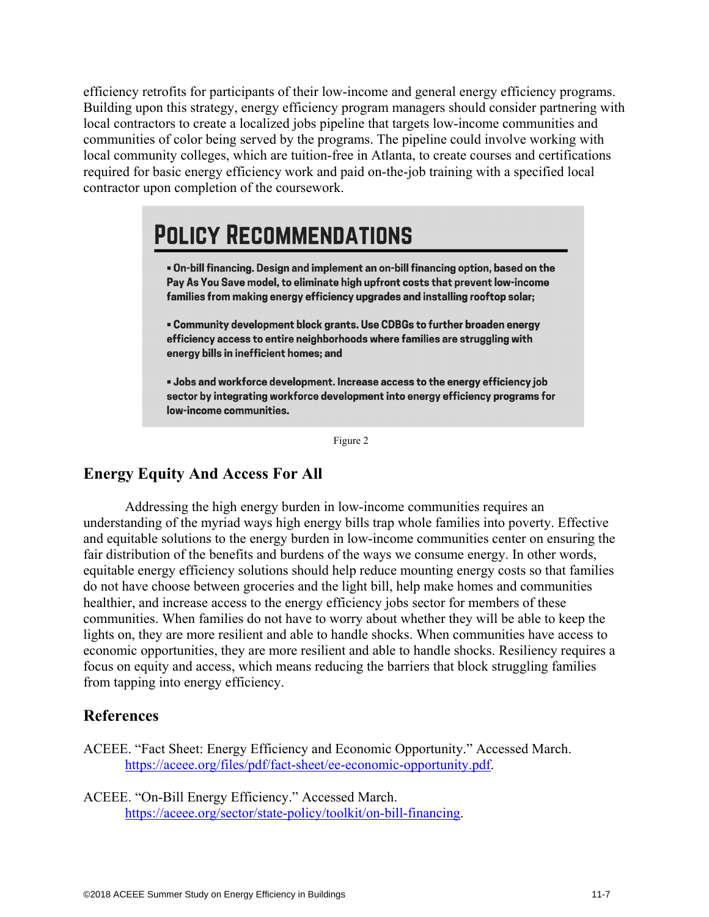efficiency retrofits for participants of their low-income and general energy efficiency programs. Building upon this strategy, energy efficiency program managers should consider partnering with local contractors to create a localized jobs pipeline that targets low-income communities and communities of color being served by the programs. The pipeline could involve working with local community colleges, which are tuition-free in Atlanta, to create courses and certifications required for basic energy efficiency work and paid on-the-job training with a specified local contractor upon completion of the coursework.

## POLICY RECOMMENDATIONS

- **On-bill financing. Design and implement an on-bill financing option, based on the Pay As You Save model, to eliminate high upfront costs that prevent low-income families from making energy efficiency upgrades and installing rooftop solar;**

- **Community development block grants. Use CDBGs to further broaden energy efficiency access to entire neighborhoods where families are struggling with energy bills in inefficient homes; and**

- **Jobs and workforce development. Increase access to the energy efficiency job sector by integrating workforce development into energy efficiency programs for low-income communities.**

Figure 2

## Energy Equity And Access For All

Addressing the high energy burden in low-income communities requires an understanding of the myriad ways high energy bills trap whole families into poverty. Effective and equitable solutions to the energy burden in low-income communities center on ensuring the fair distribution of the benefits and burdens of the ways we consume energy. In other words, equitable energy efficiency solutions should help reduce mounting energy costs so that families do not have choose between groceries and the light bill, help make homes and communities healthier, and increase access to the energy efficiency jobs sector for members of these communities. When families do not have to worry about whether they will be able to keep the lights on, they are more resilient and able to handle shocks. When communities have access to economic opportunities, they are more resilient and able to handle shocks. Resiliency requires a focus on equity and access, which means reducing the barriers that block struggling families from tapping into energy efficiency.

## References

ACEEE. "Fact Sheet: Energy Efficiency and Economic Opportunity." Accessed March. https://aceee.org/files/pdf/fact-sheet/ee-economic-opportunity.pdf.

ACEEE. "On-Bill Energy Efficiency." Accessed March. https://aceee.org/sector/state-policy/toolkit/on-bill-financing.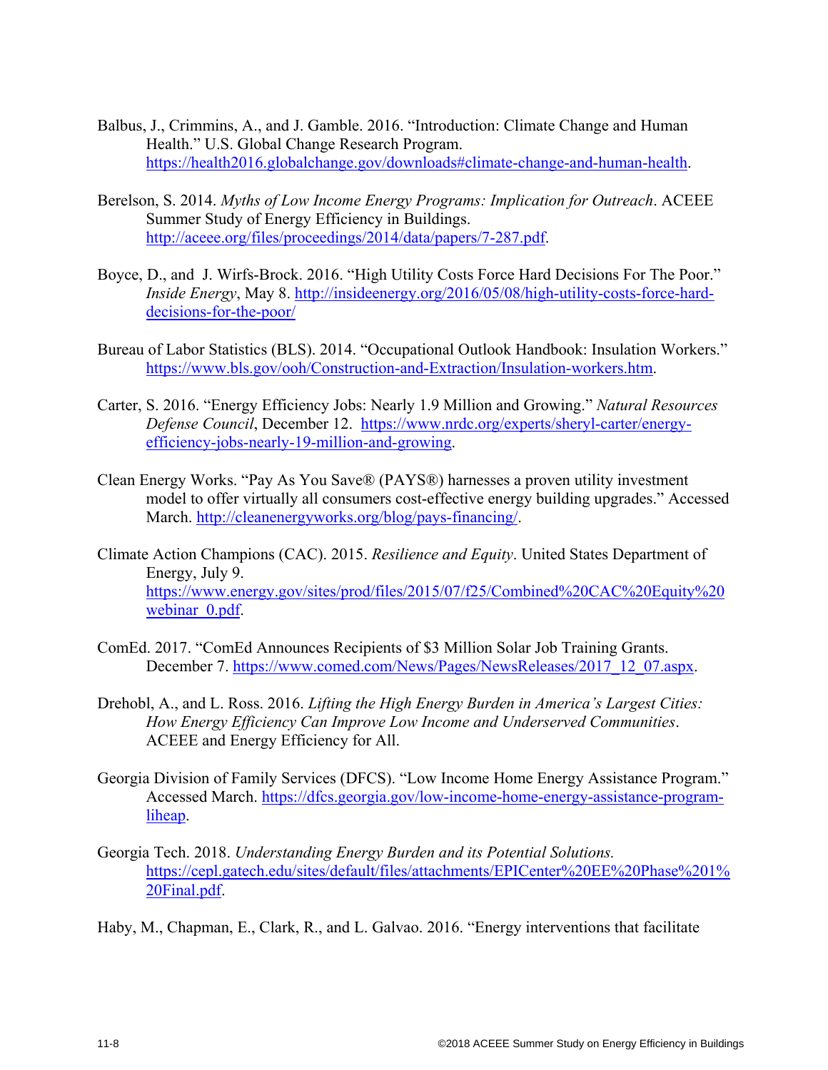Balbus, J., Crimmins, A., and J. Gamble. 2016. "Introduction: Climate Change and Human Health." U.S. Global Change Research Program. https://health2016.globalchange.gov/downloads#climate-change-and-human-health.

Berelson, S. 2014. *Myths of Low Income Energy Programs: Implication for Outreach*. ACEEE Summer Study of Energy Efficiency in Buildings. http://aceee.org/files/proceedings/2014/data/papers/7-287.pdf.

Boyce, D., and J. Wirfs-Brock. 2016. "High Utility Costs Force Hard Decisions For The Poor." *Inside Energy*, May 8. http://insideenergy.org/2016/05/08/high-utility-costs-force-hard-decisions-for-the-poor/

Bureau of Labor Statistics (BLS). 2014. "Occupational Outlook Handbook: Insulation Workers." https://www.bls.gov/ooh/Construction-and-Extraction/Insulation-workers.htm.

Carter, S. 2016. "Energy Efficiency Jobs: Nearly 1.9 Million and Growing." *Natural Resources Defense Council*, December 12. https://www.nrdc.org/experts/sheryl-carter/energy-efficiency-jobs-nearly-19-million-and-growing.

Clean Energy Works. "Pay As You Save® (PAYS®) harnesses a proven utility investment model to offer virtually all consumers cost-effective energy building upgrades." Accessed March. http://cleanenergyworks.org/blog/pays-financing/.

Climate Action Champions (CAC). 2015. *Resilience and Equity*. United States Department of Energy, July 9. https://www.energy.gov/sites/prod/files/2015/07/f25/Combined%20CAC%20Equity%20webinar_0.pdf.

ComEd. 2017. "ComEd Announces Recipients of $3 Million Solar Job Training Grants. December 7. https://www.comed.com/News/Pages/NewsReleases/2017_12_07.aspx.

Drehobl, A., and L. Ross. 2016. *Lifting the High Energy Burden in America's Largest Cities: How Energy Efficiency Can Improve Low Income and Underserved Communities*. ACEEE and Energy Efficiency for All.

Georgia Division of Family Services (DFCS). "Low Income Home Energy Assistance Program." Accessed March. https://dfcs.georgia.gov/low-income-home-energy-assistance-program-liheap.

Georgia Tech. 2018. *Understanding Energy Burden and its Potential Solutions.* https://cepl.gatech.edu/sites/default/files/attachments/EPICenter%20EE%20Phase%201%20Final.pdf.

Haby, M., Chapman, E., Clark, R., and L. Galvao. 2016. "Energy interventions that facilitate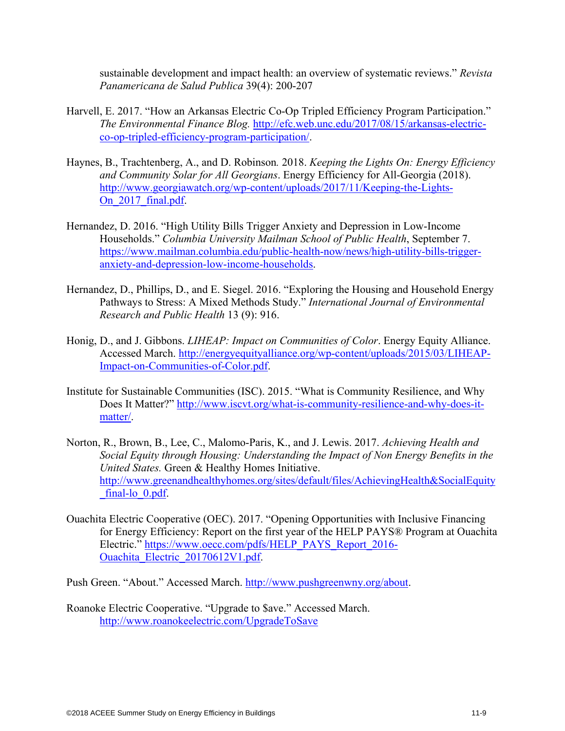sustainable development and impact health: an overview of systematic reviews." *Revista Panamericana de Salud Publica* 39(4): 200-207

Harvell, E. 2017. "How an Arkansas Electric Co-Op Tripled Efficiency Program Participation." *The Environmental Finance Blog.* http://efc.web.unc.edu/2017/08/15/arkansas-electric-co-op-tripled-efficiency-program-participation/.

Haynes, B., Trachtenberg, A., and D. Robinson. 2018. *Keeping the Lights On: Energy Efficiency and Community Solar for All Georgians*. Energy Efficiency for All-Georgia (2018). http://www.georgiawatch.org/wp-content/uploads/2017/11/Keeping-the-Lights-On_2017_final.pdf.

Hernandez, D. 2016. "High Utility Bills Trigger Anxiety and Depression in Low-Income Households." *Columbia University Mailman School of Public Health*, September 7. https://www.mailman.columbia.edu/public-health-now/news/high-utility-bills-trigger-anxiety-and-depression-low-income-households.

Hernandez, D., Phillips, D., and E. Siegel. 2016. "Exploring the Housing and Household Energy Pathways to Stress: A Mixed Methods Study." *International Journal of Environmental Research and Public Health* 13 (9): 916.

Honig, D., and J. Gibbons. *LIHEAP: Impact on Communities of Color*. Energy Equity Alliance. Accessed March. http://energyequityalliance.org/wp-content/uploads/2015/03/LIHEAP-Impact-on-Communities-of-Color.pdf.

Institute for Sustainable Communities (ISC). 2015. "What is Community Resilience, and Why Does It Matter?" http://www.iscvt.org/what-is-community-resilience-and-why-does-it-matter/.

Norton, R., Brown, B., Lee, C., Malomo-Paris, K., and J. Lewis. 2017. *Achieving Health and Social Equity through Housing: Understanding the Impact of Non Energy Benefits in the United States.* Green & Healthy Homes Initiative. http://www.greenandhealthyhomes.org/sites/default/files/AchievingHealth&SocialEquity_final-lo_0.pdf.

Ouachita Electric Cooperative (OEC). 2017. "Opening Opportunities with Inclusive Financing for Energy Efficiency: Report on the first year of the HELP PAYS® Program at Ouachita Electric." https://www.oecc.com/pdfs/HELP_PAYS_Report_2016-Ouachita_Electric_20170612V1.pdf.

Push Green. "About." Accessed March. http://www.pushgreenwny.org/about.

Roanoke Electric Cooperative. "Upgrade to $ave." Accessed March. http://www.roanokeelectric.com/UpgradeToSave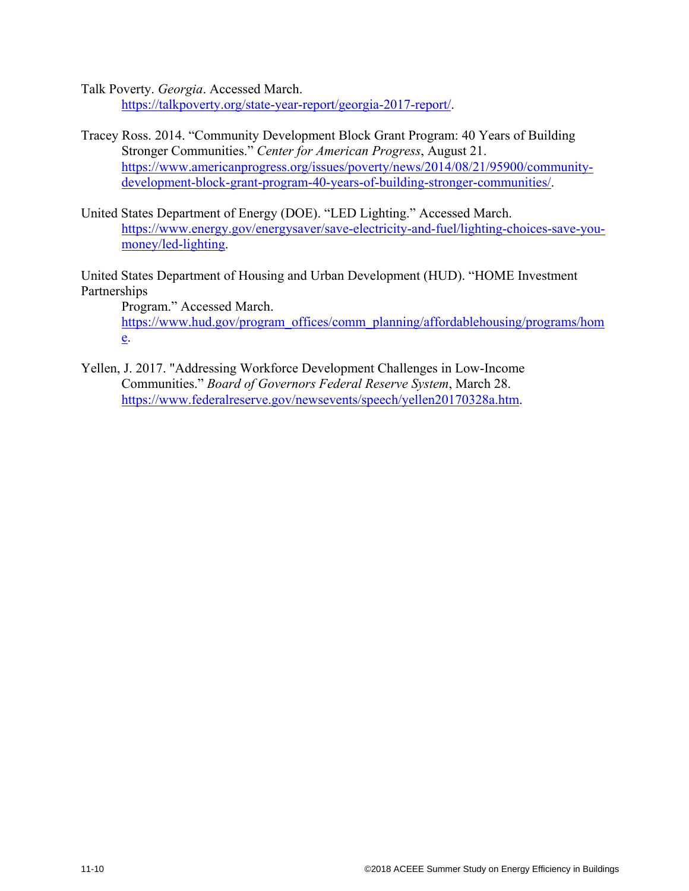Talk Poverty. *Georgia*. Accessed March. https://talkpoverty.org/state-year-report/georgia-2017-report/.

Tracey Ross. 2014. "Community Development Block Grant Program: 40 Years of Building Stronger Communities." *Center for American Progress*, August 21. https://www.americanprogress.org/issues/poverty/news/2014/08/21/95900/community-development-block-grant-program-40-years-of-building-stronger-communities/.

United States Department of Energy (DOE). "LED Lighting." Accessed March. https://www.energy.gov/energysaver/save-electricity-and-fuel/lighting-choices-save-you-money/led-lighting.

United States Department of Housing and Urban Development (HUD). "HOME Investment Partnerships Program." Accessed March. https://www.hud.gov/program_offices/comm_planning/affordablehousing/programs/home.

Yellen, J. 2017. "Addressing Workforce Development Challenges in Low-Income Communities." *Board of Governors Federal Reserve System*, March 28. https://www.federalreserve.gov/newsevents/speech/yellen20170328a.htm.